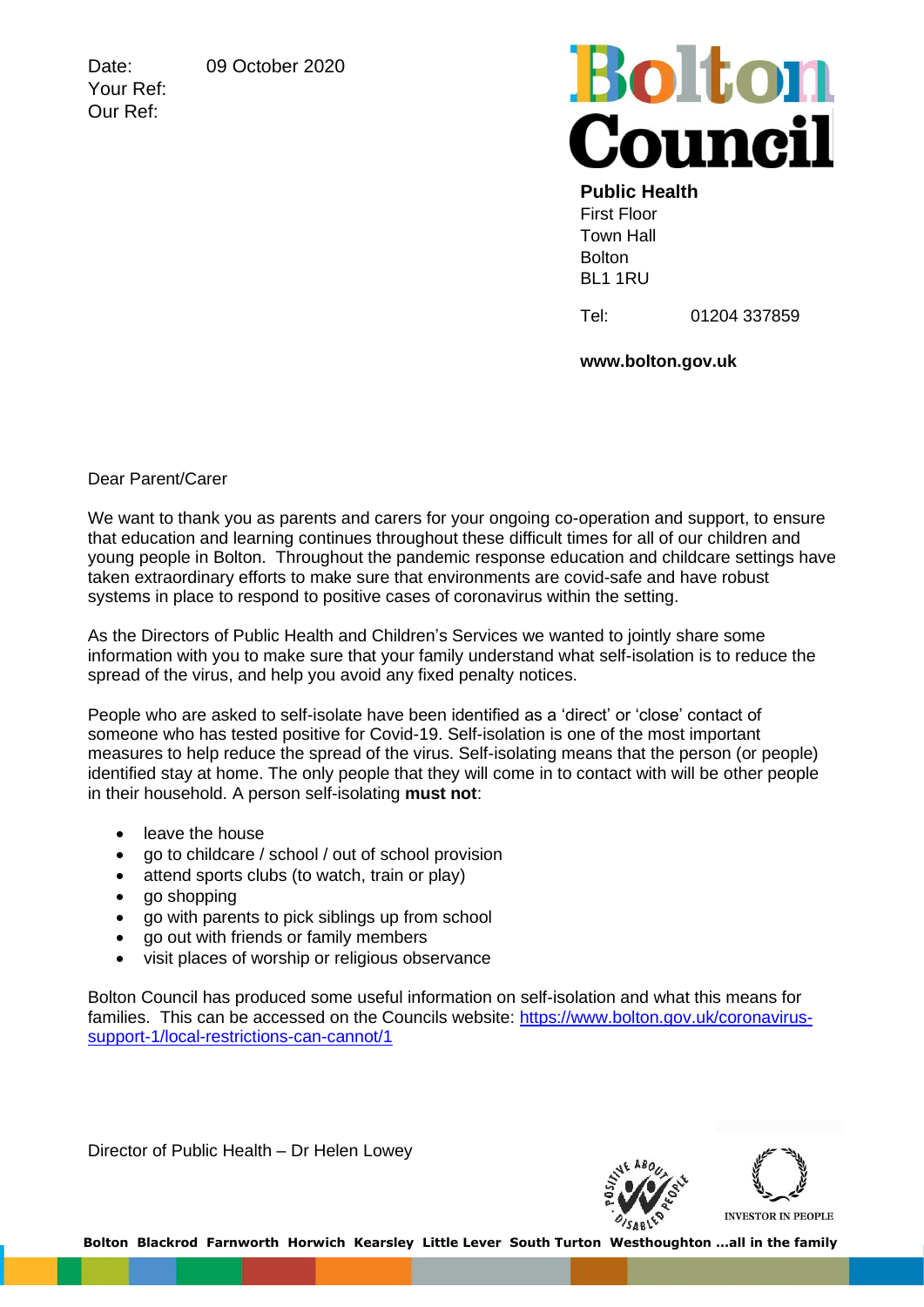Date: 09 October 2020
Your Ref:
Our Ref:

Bolton Council

**Public Health**
First Floor
Town Hall
Bolton
BL1 1RU

Tel: 01204 337859

**www.bolton.gov.uk**

Dear Parent/Carer

We want to thank you as parents and carers for your ongoing co-operation and support, to ensure that education and learning continues throughout these difficult times for all of our children and young people in Bolton. Throughout the pandemic response education and childcare settings have taken extraordinary efforts to make sure that environments are covid-safe and have robust systems in place to respond to positive cases of coronavirus within the setting.

As the Directors of Public Health and Children's Services we wanted to jointly share some information with you to make sure that your family understand what self-isolation is to reduce the spread of the virus, and help you avoid any fixed penalty notices.

People who are asked to self-isolate have been identified as a 'direct' or 'close' contact of someone who has tested positive for Covid-19. Self-isolation is one of the most important measures to help reduce the spread of the virus. Self-isolating means that the person (or people) identified stay at home. The only people that they will come in to contact with will be other people in their household. A person self-isolating **must not**:

- leave the house
- go to childcare / school / out of school provision
- attend sports clubs (to watch, train or play)
- go shopping
- go with parents to pick siblings up from school
- go out with friends or family members
- visit places of worship or religious observance

Bolton Council has produced some useful information on self-isolation and what this means for families. This can be accessed on the Councils website: [https://www.bolton.gov.uk/coronavirus-support-1/local-restrictions-can-cannot/1](https://www.bolton.gov.uk/coronavirus-support-1/local-restrictions-can-cannot/1)

Director of Public Health – Dr Helen Lowey

Bolton Blackrod Farnworth Horwich Kearsley Little Lever South Turton Westhoughton ...all in the family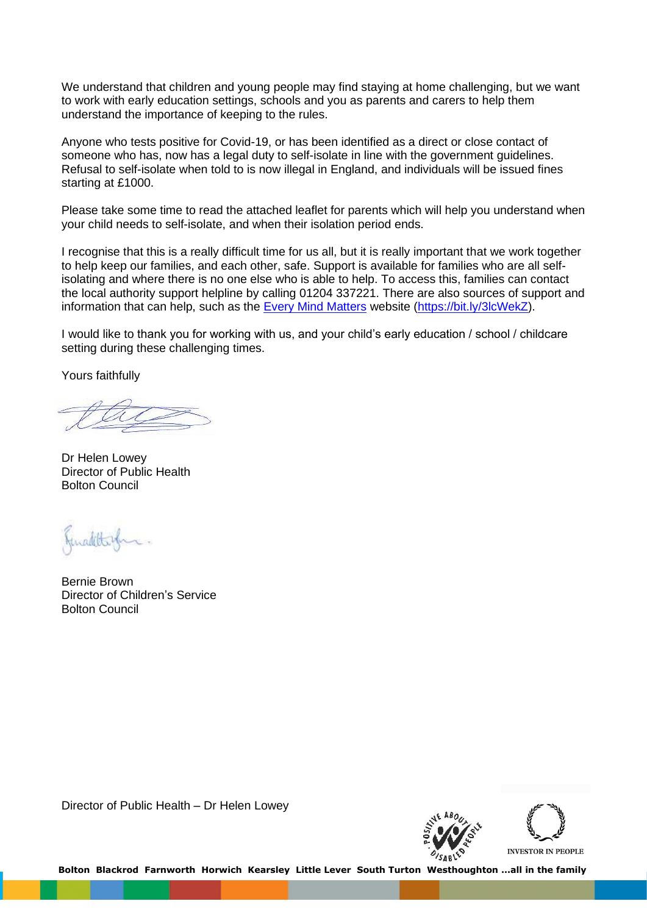We understand that children and young people may find staying at home challenging, but we want to work with early education settings, schools and you as parents and carers to help them understand the importance of keeping to the rules.

Anyone who tests positive for Covid-19, or has been identified as a direct or close contact of someone who has, now has a legal duty to self-isolate in line with the government guidelines. Refusal to self-isolate when told to is now illegal in England, and individuals will be issued fines starting at £1000.

Please take some time to read the attached leaflet for parents which will help you understand when your child needs to self-isolate, and when their isolation period ends.

I recognise that this is a really difficult time for us all, but it is really important that we work together to help keep our families, and each other, safe. Support is available for families who are all self-isolating and where there is no one else who is able to help. To access this, families can contact the local authority support helpline by calling 01204 337221. There are also sources of support and information that can help, such as the [Every Mind Matters](https://bit.ly/3lcWekZ) website ([https://bit.ly/3lcWekZ](https://bit.ly/3lcWekZ)).

I would like to thank you for working with us, and your child's early education / school / childcare setting during these challenging times.

Yours faithfully

Dr Helen Lowey
Director of Public Health
Bolton Council

Bernie Brown
Director of Children's Service
Bolton Council

Director of Public Health – Dr Helen Lowey

INVESTOR IN PEOPLE

**Bolton Blackrod Farnworth Horwich Kearsley Little Lever South Turton Westhoughton ...all in the family**